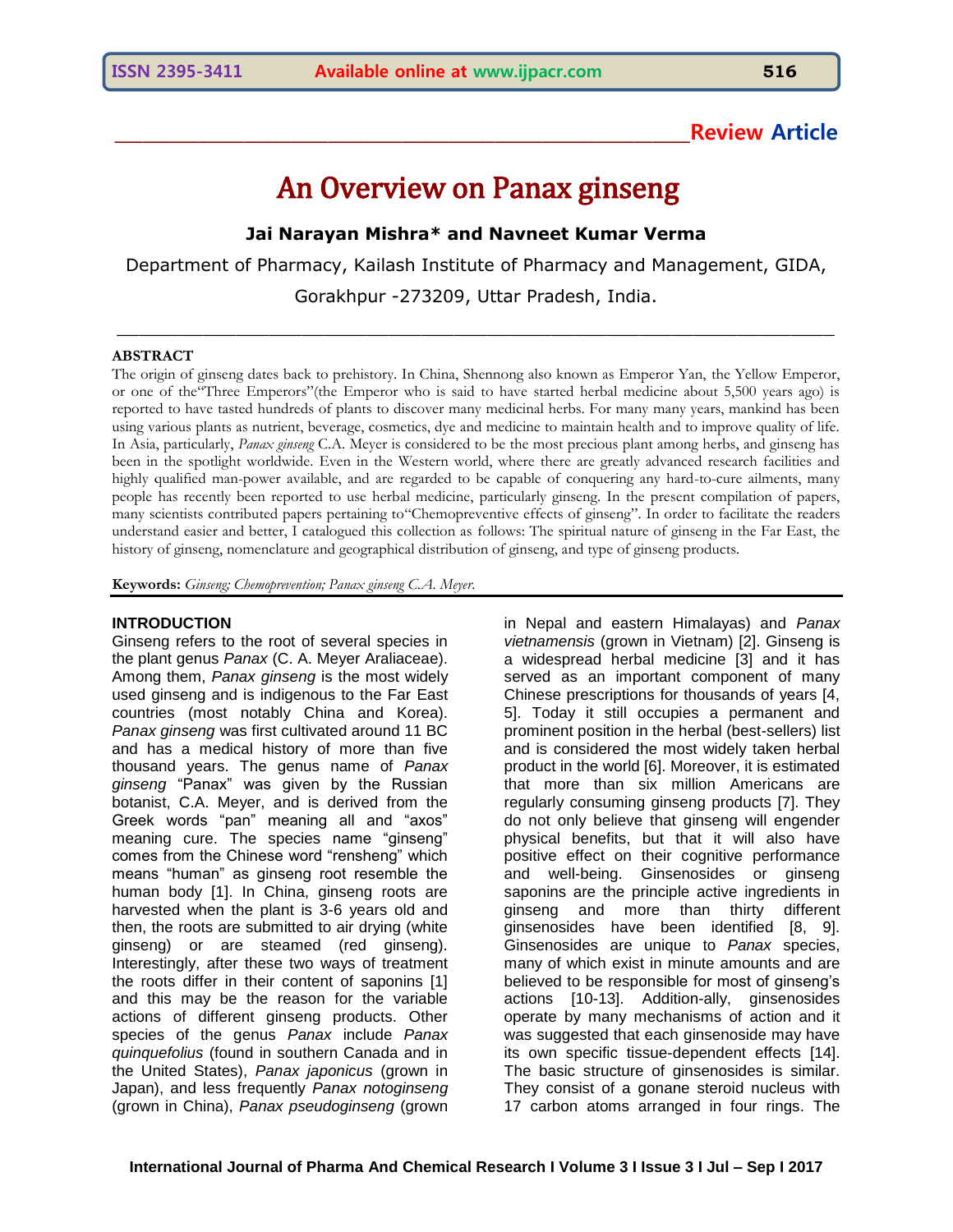**Review Article**

# An Overview on Panax ginseng

**Jai Narayan Mishra* and Navneet Kumar Verma**

Department of Pharmacy, Kailash Institute of Pharmacy and Management, GIDA, Gorakhpur -273209, Uttar Pradesh, India.

## ABSTRACT

The origin of ginseng dates back to prehistory. In China, Shennong also known as Emperor Yan, the Yellow Emperor, or one of the"Three Emperors"(the Emperor who is said to have started herbal medicine about 5,500 years ago) is reported to have tasted hundreds of plants to discover many medicinal herbs. For many many years, mankind has been using various plants as nutrient, beverage, cosmetics, dye and medicine to maintain health and to improve quality of life. In Asia, particularly, *Panax ginseng* C.A. Meyer is considered to be the most precious plant among herbs, and ginseng has been in the spotlight worldwide. Even in the Western world, where there are greatly advanced research facilities and highly qualified man-power available, and are regarded to be capable of conquering any hard-to-cure ailments, many people has recently been reported to use herbal medicine, particularly ginseng. In the present compilation of papers, many scientists contributed papers pertaining to"Chemopreventive effects of ginseng". In order to facilitate the readers understand easier and better, I catalogued this collection as follows: The spiritual nature of ginseng in the Far East, the history of ginseng, nomenclature and geographical distribution of ginseng, and type of ginseng products.

**Keywords:** *Ginseng; Chemoprevention; Panax ginseng C.A. Meyer.*

## INTRODUCTION

Ginseng refers to the root of several species in the plant genus *Panax* (C. A. Meyer Araliaceae). Among them, *Panax ginseng* is the most widely used ginseng and is indigenous to the Far East countries (most notably China and Korea). *Panax ginseng* was first cultivated around 11 BC and has a medical history of more than five thousand years. The genus name of *Panax ginseng* "Panax" was given by the Russian botanist, C.A. Meyer, and is derived from the Greek words "pan" meaning all and "axos" meaning cure. The species name "ginseng" comes from the Chinese word "rensheng" which means "human" as ginseng root resemble the human body [1]. In China, ginseng roots are harvested when the plant is 3-6 years old and then, the roots are submitted to air drying (white ginseng) or are steamed (red ginseng). Interestingly, after these two ways of treatment the roots differ in their content of saponins [1] and this may be the reason for the variable actions of different ginseng products. Other species of the genus *Panax* include *Panax quinquefolius* (found in southern Canada and in the United States), *Panax japonicus* (grown in Japan), and less frequently *Panax notoginseng* (grown in China), *Panax pseudoginseng* (grown in Nepal and eastern Himalayas) and *Panax vietnamensis* (grown in Vietnam) [2]. Ginseng is a widespread herbal medicine [3] and it has served as an important component of many Chinese prescriptions for thousands of years [4, 5]. Today it still occupies a permanent and prominent position in the herbal (best-sellers) list and is considered the most widely taken herbal product in the world [6]. Moreover, it is estimated that more than six million Americans are regularly consuming ginseng products [7]. They do not only believe that ginseng will engender physical benefits, but that it will also have positive effect on their cognitive performance and well-being. Ginsenosides or ginseng saponins are the principle active ingredients in ginseng and more than thirty different ginsenosides have been identified [8, 9]. Ginsenosides are unique to *Panax* species, many of which exist in minute amounts and are believed to be responsible for most of ginseng's actions [10-13]. Addition-ally, ginsenosides operate by many mechanisms of action and it was suggested that each ginsenoside may have its own specific tissue-dependent effects [14]. The basic structure of ginsenosides is similar. They consist of a gonane steroid nucleus with 17 carbon atoms arranged in four rings. The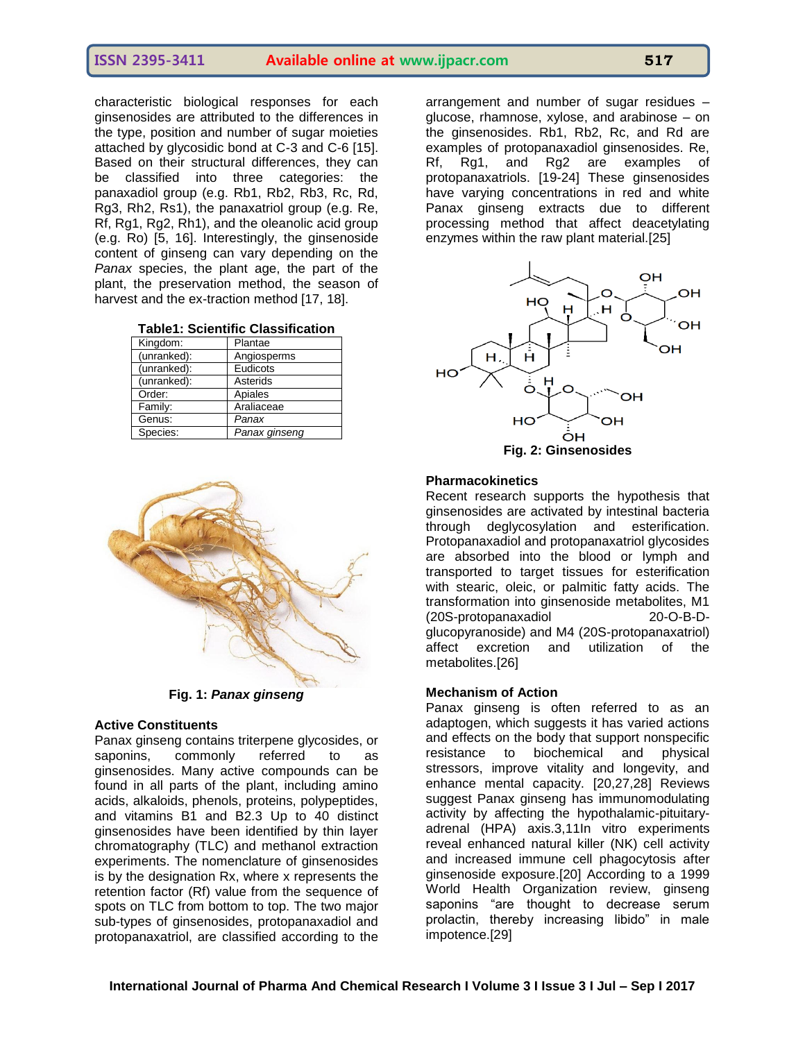characteristic biological responses for each ginsenosides are attributed to the differences in the type, position and number of sugar moieties attached by glycosidic bond at C-3 and C-6 [15]. Based on their structural differences, they can be classified into three categories: the panaxadiol group (e.g. Rb1, Rb2, Rb3, Rc, Rd, Rg3, Rh2, Rs1), the panaxatriol group (e.g. Re, Rf, Rg1, Rg2, Rh1), and the oleanolic acid group (e.g. Ro) [5, 16]. Interestingly, the ginsenoside content of ginseng can vary depending on the *Panax* species, the plant age, the part of the plant, the preservation method, the season of harvest and the ex-traction method [17, 18].

**Table1: Scientific Classification**

| Kingdom: | Plantae |
|---|---|
| (unranked): | Angiosperms |
| (unranked): | Eudicots |
| (unranked): | Asterids |
| Order: | Apiales |
| Family: | Araliaceae |
| Genus: | *Panax* |
| Species: | *Panax ginseng* |

**Fig. 1:** ***Panax ginseng***

### Active Constituents

Panax ginseng contains triterpene glycosides, or saponins, commonly referred to as ginsenosides. Many active compounds can be found in all parts of the plant, including amino acids, alkaloids, phenols, proteins, polypeptides, and vitamins B1 and B2.3 Up to 40 distinct ginsenosides have been identified by thin layer chromatography (TLC) and methanol extraction experiments. The nomenclature of ginsenosides is by the designation Rx, where x represents the retention factor (Rf) value from the sequence of spots on TLC from bottom to top. The two major sub-types of ginsenosides, protopanaxadiol and protopanaxatriol, are classified according to the arrangement and number of sugar residues – glucose, rhamnose, xylose, and arabinose – on the ginsenosides. Rb1, Rb2, Rc, and Rd are examples of protopanaxadiol ginsenosides. Re, Rf, Rg1, and Rg2 are examples of protopanaxatriols. [19-24] These ginsenosides have varying concentrations in red and white Panax ginseng extracts due to different processing method that affect deacetylating enzymes within the raw plant material.[25]

**Fig. 2: Ginsenosides**

### Pharmacokinetics

Recent research supports the hypothesis that ginsenosides are activated by intestinal bacteria through deglycosylation and esterification. Protopanaxadiol and protopanaxatriol glycosides are absorbed into the blood or lymph and transported to target tissues for esterification with stearic, oleic, or palmitic fatty acids. The transformation into ginsenoside metabolites, M1 (20S-protopanaxadiol 20-O-B-D-glucopyranoside) and M4 (20S-protopanaxatriol) affect excretion and utilization of the metabolites.[26]

### Mechanism of Action

Panax ginseng is often referred to as an adaptogen, which suggests it has varied actions and effects on the body that support nonspecific resistance to biochemical and physical stressors, improve vitality and longevity, and enhance mental capacity. [20,27,28] Reviews suggest Panax ginseng has immunomodulating activity by affecting the hypothalamic-pituitary-adrenal (HPA) axis.3,11In vitro experiments reveal enhanced natural killer (NK) cell activity and increased immune cell phagocytosis after ginsenoside exposure.[20] According to a 1999 World Health Organization review, ginseng saponins "are thought to decrease serum prolactin, thereby increasing libido" in male impotence.[29]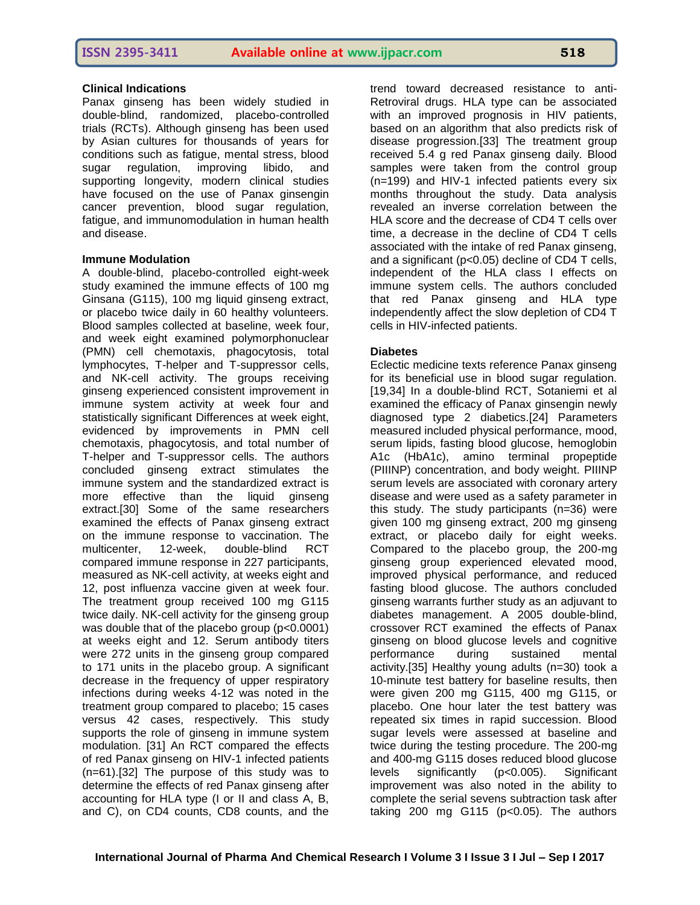**Clinical Indications**

Panax ginseng has been widely studied in double-blind, randomized, placebo-controlled trials (RCTs). Although ginseng has been used by Asian cultures for thousands of years for conditions such as fatigue, mental stress, blood sugar regulation, improving libido, and supporting longevity, modern clinical studies have focused on the use of Panax ginsengin cancer prevention, blood sugar regulation, fatigue, and immunomodulation in human health and disease.

**Immune Modulation**

A double-blind, placebo-controlled eight-week study examined the immune effects of 100 mg Ginsana (G115), 100 mg liquid ginseng extract, or placebo twice daily in 60 healthy volunteers. Blood samples collected at baseline, week four, and week eight examined polymorphonuclear (PMN) cell chemotaxis, phagocytosis, total lymphocytes, T-helper and T-suppressor cells, and NK-cell activity. The groups receiving ginseng experienced consistent improvement in immune system activity at week four and statistically significant Differences at week eight, evidenced by improvements in PMN cell chemotaxis, phagocytosis, and total number of T-helper and T-suppressor cells. The authors concluded ginseng extract stimulates the immune system and the standardized extract is more effective than the liquid ginseng extract.[30] Some of the same researchers examined the effects of Panax ginseng extract on the immune response to vaccination. The multicenter, 12-week, double-blind RCT compared immune response in 227 participants, measured as NK-cell activity, at weeks eight and 12, post influenza vaccine given at week four. The treatment group received 100 mg G115 twice daily. NK-cell activity for the ginseng group was double that of the placebo group ($p<0.0001$) at weeks eight and 12. Serum antibody titers were 272 units in the ginseng group compared to 171 units in the placebo group. A significant decrease in the frequency of upper respiratory infections during weeks 4-12 was noted in the treatment group compared to placebo; 15 cases versus 42 cases, respectively. This study supports the role of ginseng in immune system modulation. [31] An RCT compared the effects of red Panax ginseng on HIV-1 infected patients (n=61).[32] The purpose of this study was to determine the effects of red Panax ginseng after accounting for HLA type (I or II and class A, B, and C), on CD4 counts, CD8 counts, and the trend toward decreased resistance to anti-Retroviral drugs. HLA type can be associated with an improved prognosis in HIV patients, based on an algorithm that also predicts risk of disease progression.[33] The treatment group received 5.4 g red Panax ginseng daily. Blood samples were taken from the control group (n=199) and HIV-1 infected patients every six months throughout the study. Data analysis revealed an inverse correlation between the HLA score and the decrease of CD4 T cells over time, a decrease in the decline of CD4 T cells associated with the intake of red Panax ginseng, and a significant ($p<0.05$) decline of CD4 T cells, independent of the HLA class I effects on immune system cells. The authors concluded that red Panax ginseng and HLA type independently affect the slow depletion of CD4 T cells in HIV-infected patients.

**Diabetes**

Eclectic medicine texts reference Panax ginseng for its beneficial use in blood sugar regulation.[19,34] In a double-blind RCT, Sotaniemi et al examined the efficacy of Panax ginsengin newly diagnosed type 2 diabetics.[24] Parameters measured included physical performance, mood, serum lipids, fasting blood glucose, hemoglobin A1c (HbA1c), amino terminal propeptide (PIIINP) concentration, and body weight. PIIINP serum levels are associated with coronary artery disease and were used as a safety parameter in this study. The study participants (n=36) were given 100 mg ginseng extract, 200 mg ginseng extract, or placebo daily for eight weeks. Compared to the placebo group, the 200-mg ginseng group experienced elevated mood, improved physical performance, and reduced fasting blood glucose. The authors concluded ginseng warrants further study as an adjuvant to diabetes management. A 2005 double-blind, crossover RCT examined the effects of Panax ginseng on blood glucose levels and cognitive performance during sustained mental activity.[35] Healthy young adults (n=30) took a 10-minute test battery for baseline results, then were given 200 mg G115, 400 mg G115, or placebo. One hour later the test battery was repeated six times in rapid succession. Blood sugar levels were assessed at baseline and twice during the testing procedure. The 200-mg and 400-mg G115 doses reduced blood glucose levels significantly ($p<0.005$). Significant improvement was also noted in the ability to complete the serial sevens subtraction task after taking 200 mg G115 ($p<0.05$). The authors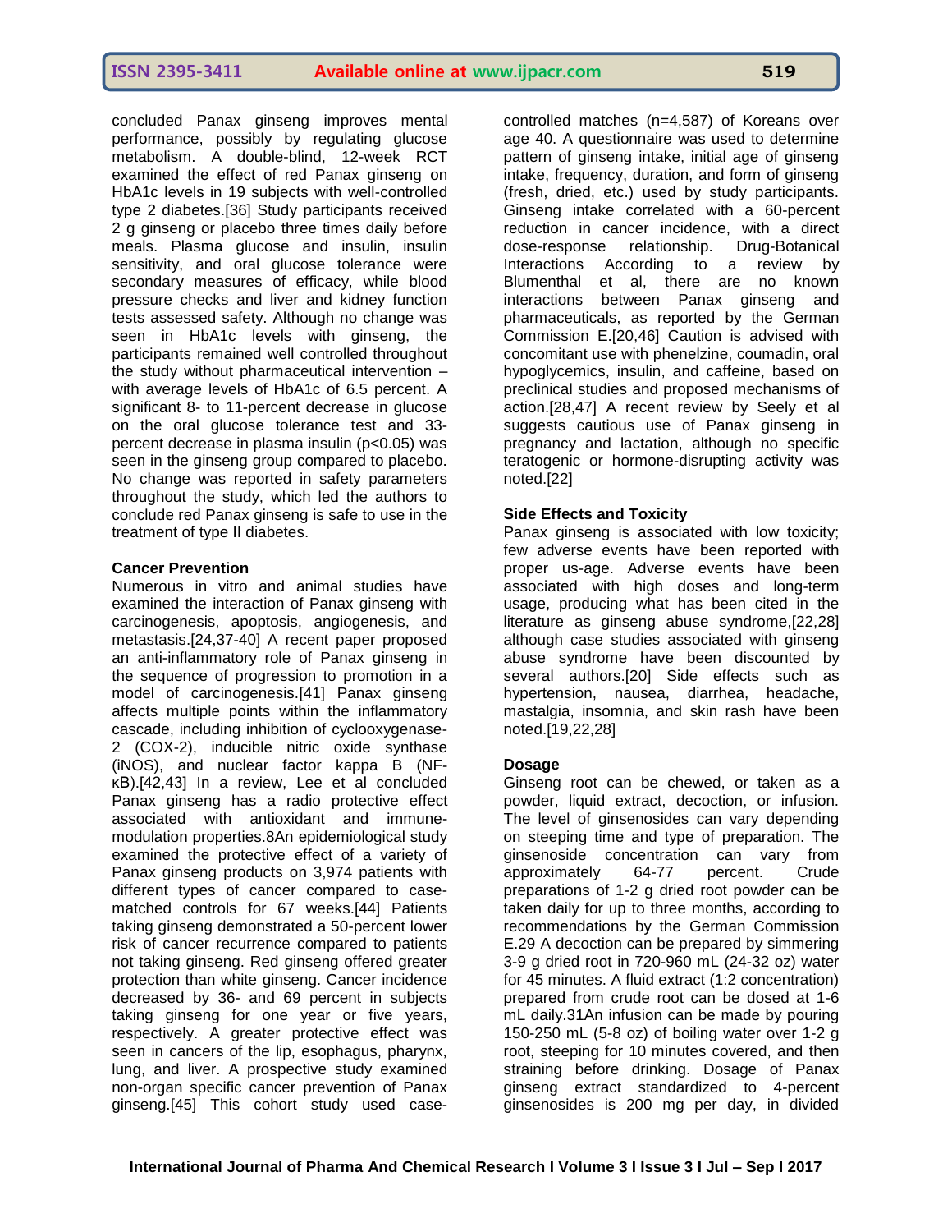concluded Panax ginseng improves mental performance, possibly by regulating glucose metabolism. A double-blind, 12-week RCT examined the effect of red Panax ginseng on HbA1c levels in 19 subjects with well-controlled type 2 diabetes.[36] Study participants received 2 g ginseng or placebo three times daily before meals. Plasma glucose and insulin, insulin sensitivity, and oral glucose tolerance were secondary measures of efficacy, while blood pressure checks and liver and kidney function tests assessed safety. Although no change was seen in HbA1c levels with ginseng, the participants remained well controlled throughout the study without pharmaceutical intervention – with average levels of HbA1c of 6.5 percent. A significant 8- to 11-percent decrease in glucose on the oral glucose tolerance test and 33-percent decrease in plasma insulin ($p<0.05$) was seen in the ginseng group compared to placebo. No change was reported in safety parameters throughout the study, which led the authors to conclude red Panax ginseng is safe to use in the treatment of type II diabetes.

**Cancer Prevention**

Numerous in vitro and animal studies have examined the interaction of Panax ginseng with carcinogenesis, apoptosis, angiogenesis, and metastasis.[24,37-40] A recent paper proposed an anti-inflammatory role of Panax ginseng in the sequence of progression to promotion in a model of carcinogenesis.[41] Panax ginseng affects multiple points within the inflammatory cascade, including inhibition of cyclooxygenase-2 (COX-2), inducible nitric oxide synthase (iNOS), and nuclear factor kappa B (NF-κB).[42,43] In a review, Lee et al concluded Panax ginseng has a radio protective effect associated with antioxidant and immune-modulation properties.8An epidemiological study examined the protective effect of a variety of Panax ginseng products on 3,974 patients with different types of cancer compared to case-matched controls for 67 weeks.[44] Patients taking ginseng demonstrated a 50-percent lower risk of cancer recurrence compared to patients not taking ginseng. Red ginseng offered greater protection than white ginseng. Cancer incidence decreased by 36- and 69 percent in subjects taking ginseng for one year or five years, respectively. A greater protective effect was seen in cancers of the lip, esophagus, pharynx, lung, and liver. A prospective study examined non-organ specific cancer prevention of Panax ginseng.[45] This cohort study used case-controlled matches (n=4,587) of Koreans over age 40. A questionnaire was used to determine pattern of ginseng intake, initial age of ginseng intake, frequency, duration, and form of ginseng (fresh, dried, etc.) used by study participants. Ginseng intake correlated with a 60-percent reduction in cancer incidence, with a direct dose-response relationship. Drug-Botanical Interactions According to a review by Blumenthal et al, there are no known interactions between Panax ginseng and pharmaceuticals, as reported by the German Commission E.[20,46] Caution is advised with concomitant use with phenelzine, coumadin, oral hypoglycemics, insulin, and caffeine, based on preclinical studies and proposed mechanisms of action.[28,47] A recent review by Seely et al suggests cautious use of Panax ginseng in pregnancy and lactation, although no specific teratogenic or hormone-disrupting activity was noted.[22]

**Side Effects and Toxicity**

Panax ginseng is associated with low toxicity; few adverse events have been reported with proper us-age. Adverse events have been associated with high doses and long-term usage, producing what has been cited in the literature as ginseng abuse syndrome,[22,28] although case studies associated with ginseng abuse syndrome have been discounted by several authors.[20] Side effects such as hypertension, nausea, diarrhea, headache, mastalgia, insomnia, and skin rash have been noted.[19,22,28]

**Dosage**

Ginseng root can be chewed, or taken as a powder, liquid extract, decoction, or infusion. The level of ginsenosides can vary depending on steeping time and type of preparation. The ginsenoside concentration can vary from approximately 64-77 percent. Crude preparations of 1-2 g dried root powder can be taken daily for up to three months, according to recommendations by the German Commission E.29 A decoction can be prepared by simmering 3-9 g dried root in 720-960 mL (24-32 oz) water for 45 minutes. A fluid extract (1:2 concentration) prepared from crude root can be dosed at 1-6 mL daily.31An infusion can be made by pouring 150-250 mL (5-8 oz) of boiling water over 1-2 g root, steeping for 10 minutes covered, and then straining before drinking. Dosage of Panax ginseng extract standardized to 4-percent ginsenosides is 200 mg per day, in divided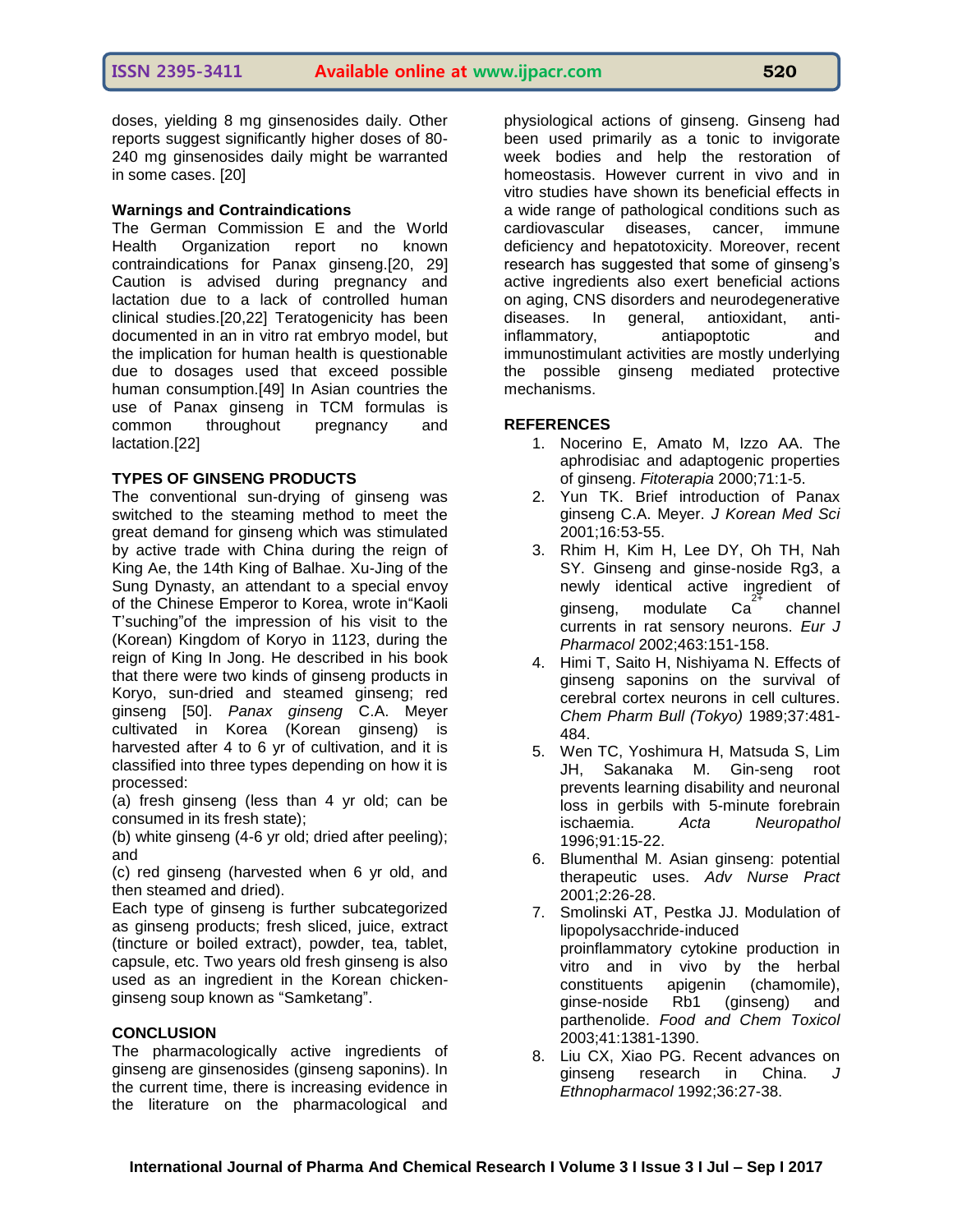doses, yielding 8 mg ginsenosides daily. Other reports suggest significantly higher doses of 80-240 mg ginsenosides daily might be warranted in some cases. [20]

**Warnings and Contraindications**

The German Commission E and the World Health Organization report no known contraindications for Panax ginseng.[20, 29] Caution is advised during pregnancy and lactation due to a lack of controlled human clinical studies.[20,22] Teratogenicity has been documented in an in vitro rat embryo model, but the implication for human health is questionable due to dosages used that exceed possible human consumption.[49] In Asian countries the use of Panax ginseng in TCM formulas is common throughout pregnancy and lactation.[22]

**TYPES OF GINSENG PRODUCTS**

The conventional sun-drying of ginseng was switched to the steaming method to meet the great demand for ginseng which was stimulated by active trade with China during the reign of King Ae, the 14th King of Balhae. Xu-Jing of the Sung Dynasty, an attendant to a special envoy of the Chinese Emperor to Korea, wrote in"Kaoli T'suching"of the impression of his visit to the (Korean) Kingdom of Koryo in 1123, during the reign of King In Jong. He described in his book that there were two kinds of ginseng products in Koryo, sun-dried and steamed ginseng; red ginseng [50]. *Panax ginseng* C.A. Meyer cultivated in Korea (Korean ginseng) is harvested after 4 to 6 yr of cultivation, and it is classified into three types depending on how it is processed:

(a) fresh ginseng (less than 4 yr old; can be consumed in its fresh state);

(b) white ginseng (4-6 yr old; dried after peeling); and

(c) red ginseng (harvested when 6 yr old, and then steamed and dried).

Each type of ginseng is further subcategorized as ginseng products; fresh sliced, juice, extract (tincture or boiled extract), powder, tea, tablet, capsule, etc. Two years old fresh ginseng is also used as an ingredient in the Korean chicken-ginseng soup known as "Samketang".

**CONCLUSION**

The pharmacologically active ingredients of ginseng are ginsenosides (ginseng saponins). In the current time, there is increasing evidence in the literature on the pharmacological and physiological actions of ginseng. Ginseng had been used primarily as a tonic to invigorate week bodies and help the restoration of homeostasis. However current in vivo and in vitro studies have shown its beneficial effects in a wide range of pathological conditions such as cardiovascular diseases, cancer, immune deficiency and hepatotoxicity. Moreover, recent research has suggested that some of ginseng's active ingredients also exert beneficial actions on aging, CNS disorders and neurodegenerative diseases. In general, antioxidant, anti-inflammatory, antiapoptotic and immunostimulant activities are mostly underlying the possible ginseng mediated protective mechanisms.

**REFERENCES**

1. Nocerino E, Amato M, Izzo AA. The aphrodisiac and adaptogenic properties of ginseng. *Fitoterapia* 2000;71:1-5.
2. Yun TK. Brief introduction of Panax ginseng C.A. Meyer. *J Korean Med Sci* 2001;16:53-55.
3. Rhim H, Kim H, Lee DY, Oh TH, Nah SY. Ginseng and ginse-noside Rg3, a newly identical active ingredient of ginseng, modulate $Ca^{2+}$ channel currents in rat sensory neurons. *Eur J Pharmacol* 2002;463:151-158.
4. Himi T, Saito H, Nishiyama N. Effects of ginseng saponins on the survival of cerebral cortex neurons in cell cultures. *Chem Pharm Bull (Tokyo)* 1989;37:481-484.
5. Wen TC, Yoshimura H, Matsuda S, Lim JH, Sakanaka M. Gin-seng root prevents learning disability and neuronal loss in gerbils with 5-minute forebrain ischaemia. *Acta Neuropathol* 1996;91:15-22.
6. Blumenthal M. Asian ginseng: potential therapeutic uses. *Adv Nurse Pract* 2001;2:26-28.
7. Smolinski AT, Pestka JJ. Modulation of lipopolysacchride-induced proinflammatory cytokine production in vitro and in vivo by the herbal constituents apigenin (chamomile), ginse-noside Rb1 (ginseng) and parthenolide. *Food and Chem Toxicol* 2003;41:1381-1390.
8. Liu CX, Xiao PG. Recent advances on ginseng research in China. *J Ethnopharmacol* 1992;36:27-38.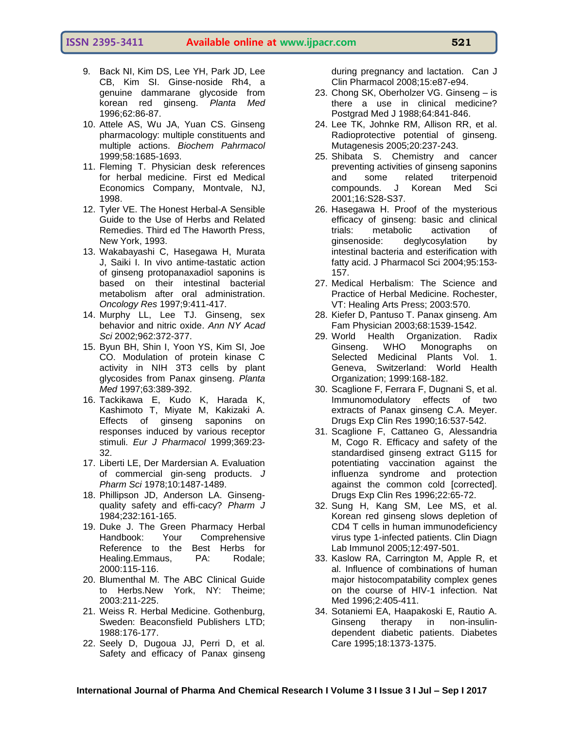9. Back NI, Kim DS, Lee YH, Park JD, Lee CB, Kim SI. Ginse-noside Rh4, a genuine dammarane glycoside from korean red ginseng. *Planta Med* 1996;62:86-87.
10. Attele AS, Wu JA, Yuan CS. Ginseng pharmacology: multiple constituents and multiple actions. *Biochem Pahrmacol* 1999;58:1685-1693.
11. Fleming T. Physician desk references for herbal medicine. First ed Medical Economics Company, Montvale, NJ, 1998.
12. Tyler VE. The Honest Herbal-A Sensible Guide to the Use of Herbs and Related Remedies. Third ed The Haworth Press, New York, 1993.
13. Wakabayashi C, Hasegawa H, Murata J, Saiki I. In vivo antime-tastatic action of ginseng protopanaxadiol saponins is based on their intestinal bacterial metabolism after oral administration. *Oncology Res* 1997;9:411-417.
14. Murphy LL, Lee TJ. Ginseng, sex behavior and nitric oxide. *Ann NY Acad Sci* 2002;962:372-377.
15. Byun BH, Shin I, Yoon YS, Kim SI, Joe CO. Modulation of protein kinase C activity in NIH 3T3 cells by plant glycosides from Panax ginseng. *Planta Med* 1997;63:389-392.
16. Tackikawa E, Kudo K, Harada K, Kashimoto T, Miyate M, Kakizaki A. Effects of ginseng saponins on responses induced by various receptor stimuli. *Eur J Pharmacol* 1999;369:23-32.
17. Liberti LE, Der Mardersian A. Evaluation of commercial gin-seng products. *J Pharm Sci* 1978;10:1487-1489.
18. Phillipson JD, Anderson LA. Ginseng-quality safety and effi-cacy? *Pharm J* 1984;232:161-165.
19. Duke J. The Green Pharmacy Herbal Handbook: Your Comprehensive Reference to the Best Herbs for Healing.Emmaus, PA: Rodale; 2000:115-116.
20. Blumenthal M. The ABC Clinical Guide to Herbs.New York, NY: Theime; 2003:211-225.
21. Weiss R. Herbal Medicine. Gothenburg, Sweden: Beaconsfield Publishers LTD; 1988:176-177.
22. Seely D, Dugoua JJ, Perri D, et al. Safety and efficacy of Panax ginseng during pregnancy and lactation. Can J Clin Pharmacol 2008;15:e87-e94.
23. Chong SK, Oberholzer VG. Ginseng – is there a use in clinical medicine? Postgrad Med J 1988;64:841-846.
24. Lee TK, Johnke RM, Allison RR, et al. Radioprotective potential of ginseng. Mutagenesis 2005;20:237-243.
25. Shibata S. Chemistry and cancer preventing activities of ginseng saponins and some related triterpenoid compounds. J Korean Med Sci 2001;16:S28-S37.
26. Hasegawa H. Proof of the mysterious efficacy of ginseng: basic and clinical trials: metabolic activation of ginsenoside: deglycosylation by intestinal bacteria and esterification with fatty acid. J Pharmacol Sci 2004;95:153-157.
27. Medical Herbalism: The Science and Practice of Herbal Medicine. Rochester, VT: Healing Arts Press; 2003:570.
28. Kiefer D, Pantuso T. Panax ginseng. Am Fam Physician 2003;68:1539-1542.
29. World Health Organization. Radix Ginseng. WHO Monographs on Selected Medicinal Plants Vol. 1. Geneva, Switzerland: World Health Organization; 1999:168-182.
30. Scaglione F, Ferrara F, Dugnani S, et al. Immunomodulatory effects of two extracts of Panax ginseng C.A. Meyer. Drugs Exp Clin Res 1990;16:537-542.
31. Scaglione F, Cattaneo G, Alessandria M, Cogo R. Efficacy and safety of the standardised ginseng extract G115 for potentiating vaccination against the influenza syndrome and protection against the common cold [corrected]. Drugs Exp Clin Res 1996;22:65-72.
32. Sung H, Kang SM, Lee MS, et al. Korean red ginseng slows depletion of CD4 T cells in human immunodeficiency virus type 1-infected patients. Clin Diagn Lab Immunol 2005;12:497-501.
33. Kaslow RA, Carrington M, Apple R, et al. Influence of combinations of human major histocompatability complex genes on the course of HIV-1 infection. Nat Med 1996;2:405-411.
34. Sotaniemi EA, Haapakoski E, Rautio A. Ginseng therapy in non-insulin-dependent diabetic patients. Diabetes Care 1995;18:1373-1375.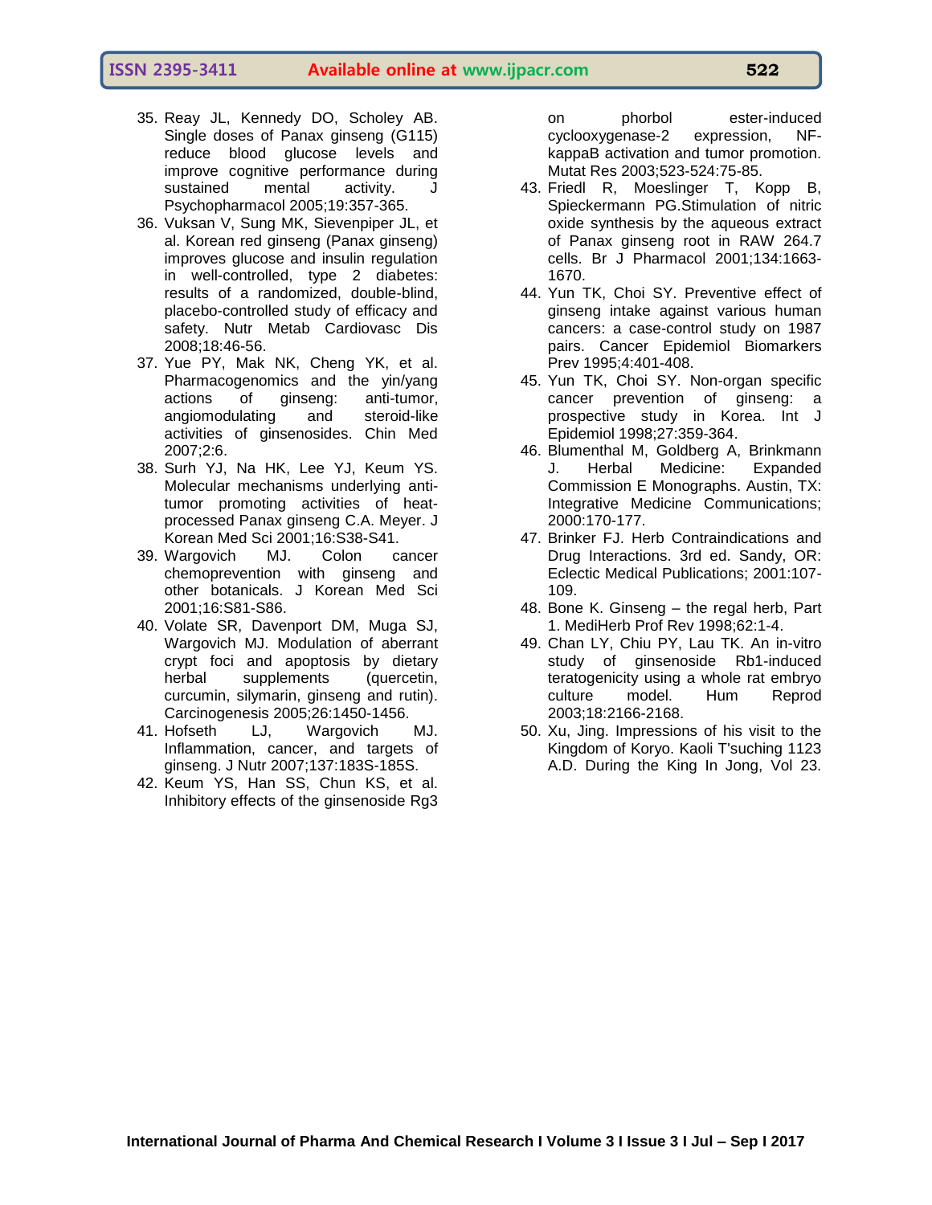35. Reay JL, Kennedy DO, Scholey AB. Single doses of Panax ginseng (G115) reduce blood glucose levels and improve cognitive performance during sustained mental activity. J Psychopharmacol 2005;19:357-365.
36. Vuksan V, Sung MK, Sievenpiper JL, et al. Korean red ginseng (Panax ginseng) improves glucose and insulin regulation in well-controlled, type 2 diabetes: results of a randomized, double-blind, placebo-controlled study of efficacy and safety. Nutr Metab Cardiovasc Dis 2008;18:46-56.
37. Yue PY, Mak NK, Cheng YK, et al. Pharmacogenomics and the yin/yang actions of ginseng: anti-tumor, angiomodulating and steroid-like activities of ginsenosides. Chin Med 2007;2:6.
38. Surh YJ, Na HK, Lee YJ, Keum YS. Molecular mechanisms underlying anti-tumor promoting activities of heat-processed Panax ginseng C.A. Meyer. J Korean Med Sci 2001;16:S38-S41.
39. Wargovich MJ. Colon cancer chemoprevention with ginseng and other botanicals. J Korean Med Sci 2001;16:S81-S86.
40. Volate SR, Davenport DM, Muga SJ, Wargovich MJ. Modulation of aberrant crypt foci and apoptosis by dietary herbal supplements (quercetin, curcumin, silymarin, ginseng and rutin). Carcinogenesis 2005;26:1450-1456.
41. Hofseth LJ, Wargovich MJ. Inflammation, cancer, and targets of ginseng. J Nutr 2007;137:183S-185S.
42. Keum YS, Han SS, Chun KS, et al. Inhibitory effects of the ginsenoside Rg3 on phorbol ester-induced cyclooxygenase-2 expression, NF-kappaB activation and tumor promotion. Mutat Res 2003;523-524:75-85.
43. Friedl R, Moeslinger T, Kopp B, Spieckermann PG.Stimulation of nitric oxide synthesis by the aqueous extract of Panax ginseng root in RAW 264.7 cells. Br J Pharmacol 2001;134:1663-1670.
44. Yun TK, Choi SY. Preventive effect of ginseng intake against various human cancers: a case-control study on 1987 pairs. Cancer Epidemiol Biomarkers Prev 1995;4:401-408.
45. Yun TK, Choi SY. Non-organ specific cancer prevention of ginseng: a prospective study in Korea. Int J Epidemiol 1998;27:359-364.
46. Blumenthal M, Goldberg A, Brinkmann J. Herbal Medicine: Expanded Commission E Monographs. Austin, TX: Integrative Medicine Communications; 2000:170-177.
47. Brinker FJ. Herb Contraindications and Drug Interactions. 3rd ed. Sandy, OR: Eclectic Medical Publications; 2001:107-109.
48. Bone K. Ginseng – the regal herb, Part 1. MediHerb Prof Rev 1998;62:1-4.
49. Chan LY, Chiu PY, Lau TK. An in-vitro study of ginsenoside Rb1-induced teratogenicity using a whole rat embryo culture model. Hum Reprod 2003;18:2166-2168.
50. Xu, Jing. Impressions of his visit to the Kingdom of Koryo. Kaoli T'suching 1123 A.D. During the King In Jong, Vol 23.